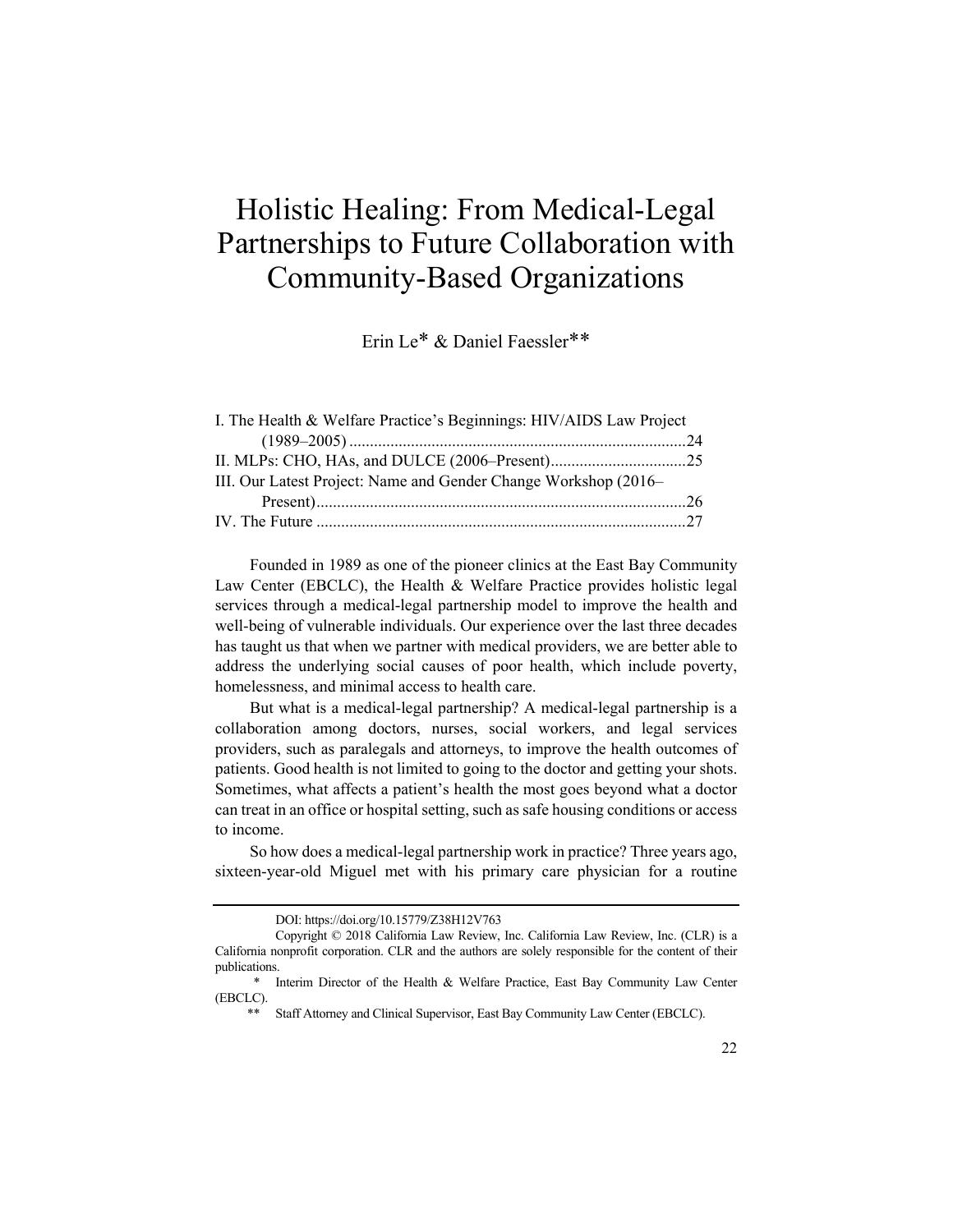# Holistic Healing: From Medical-Legal Partnerships to Future Collaboration with Community-Based Organizations

Erin Le* & Daniel Faessler**

I. The Health & Welfare Practice's Beginnings: HIV/AIDS Law Project (1989–2005) ..... 24
II. MLPs: CHO, HAs, and DULCE (2006–Present) ..... 25
III. Our Latest Project: Name and Gender Change Workshop (2016–Present) ..... 26
IV. The Future ..... 27

Founded in 1989 as one of the pioneer clinics at the East Bay Community Law Center (EBCLC), the Health & Welfare Practice provides holistic legal services through a medical-legal partnership model to improve the health and well-being of vulnerable individuals. Our experience over the last three decades has taught us that when we partner with medical providers, we are better able to address the underlying social causes of poor health, which include poverty, homelessness, and minimal access to health care.

But what is a medical-legal partnership? A medical-legal partnership is a collaboration among doctors, nurses, social workers, and legal services providers, such as paralegals and attorneys, to improve the health outcomes of patients. Good health is not limited to going to the doctor and getting your shots. Sometimes, what affects a patient's health the most goes beyond what a doctor can treat in an office or hospital setting, such as safe housing conditions or access to income.

So how does a medical-legal partnership work in practice? Three years ago, sixteen-year-old Miguel met with his primary care physician for a routine

---

DOI: https://doi.org/10.15779/Z38H12V763

Copyright © 2018 California Law Review, Inc. California Law Review, Inc. (CLR) is a California nonprofit corporation. CLR and the authors are solely responsible for the content of their publications.

\* Interim Director of the Health & Welfare Practice, East Bay Community Law Center (EBCLC).

\*\* Staff Attorney and Clinical Supervisor, East Bay Community Law Center (EBCLC).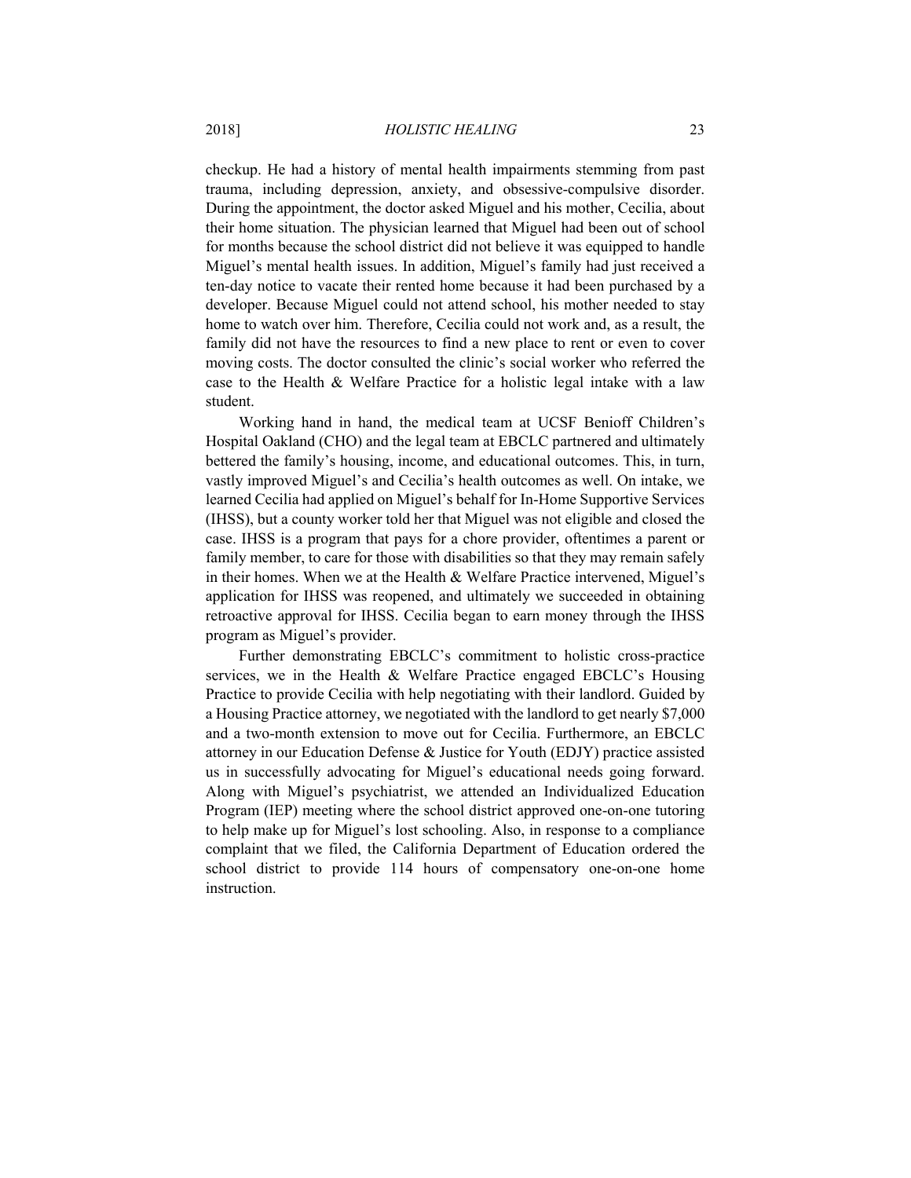checkup. He had a history of mental health impairments stemming from past trauma, including depression, anxiety, and obsessive-compulsive disorder. During the appointment, the doctor asked Miguel and his mother, Cecilia, about their home situation. The physician learned that Miguel had been out of school for months because the school district did not believe it was equipped to handle Miguel's mental health issues. In addition, Miguel's family had just received a ten-day notice to vacate their rented home because it had been purchased by a developer. Because Miguel could not attend school, his mother needed to stay home to watch over him. Therefore, Cecilia could not work and, as a result, the family did not have the resources to find a new place to rent or even to cover moving costs. The doctor consulted the clinic's social worker who referred the case to the Health & Welfare Practice for a holistic legal intake with a law student.

Working hand in hand, the medical team at UCSF Benioff Children's Hospital Oakland (CHO) and the legal team at EBCLC partnered and ultimately bettered the family's housing, income, and educational outcomes. This, in turn, vastly improved Miguel's and Cecilia's health outcomes as well. On intake, we learned Cecilia had applied on Miguel's behalf for In-Home Supportive Services (IHSS), but a county worker told her that Miguel was not eligible and closed the case. IHSS is a program that pays for a chore provider, oftentimes a parent or family member, to care for those with disabilities so that they may remain safely in their homes. When we at the Health & Welfare Practice intervened, Miguel's application for IHSS was reopened, and ultimately we succeeded in obtaining retroactive approval for IHSS. Cecilia began to earn money through the IHSS program as Miguel's provider.

Further demonstrating EBCLC's commitment to holistic cross-practice services, we in the Health & Welfare Practice engaged EBCLC's Housing Practice to provide Cecilia with help negotiating with their landlord. Guided by a Housing Practice attorney, we negotiated with the landlord to get nearly $7,000 and a two-month extension to move out for Cecilia. Furthermore, an EBCLC attorney in our Education Defense & Justice for Youth (EDJY) practice assisted us in successfully advocating for Miguel's educational needs going forward. Along with Miguel's psychiatrist, we attended an Individualized Education Program (IEP) meeting where the school district approved one-on-one tutoring to help make up for Miguel's lost schooling. Also, in response to a compliance complaint that we filed, the California Department of Education ordered the school district to provide 114 hours of compensatory one-on-one home instruction.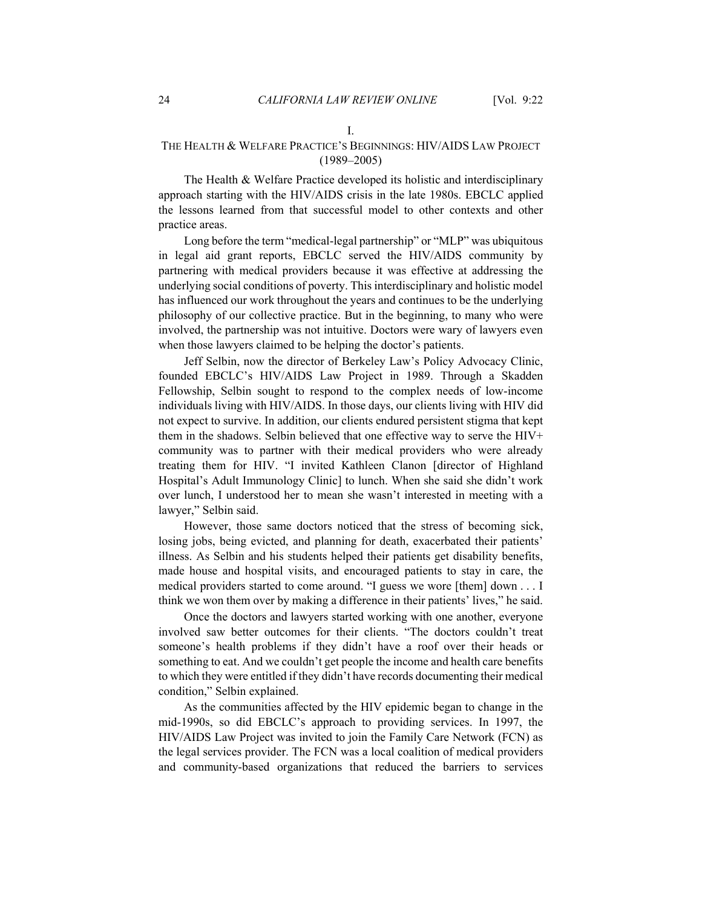## I.

## THE HEALTH & WELFARE PRACTICE'S BEGINNINGS: HIV/AIDS LAW PROJECT (1989–2005)

The Health & Welfare Practice developed its holistic and interdisciplinary approach starting with the HIV/AIDS crisis in the late 1980s. EBCLC applied the lessons learned from that successful model to other contexts and other practice areas.

Long before the term "medical-legal partnership" or "MLP" was ubiquitous in legal aid grant reports, EBCLC served the HIV/AIDS community by partnering with medical providers because it was effective at addressing the underlying social conditions of poverty. This interdisciplinary and holistic model has influenced our work throughout the years and continues to be the underlying philosophy of our collective practice. But in the beginning, to many who were involved, the partnership was not intuitive. Doctors were wary of lawyers even when those lawyers claimed to be helping the doctor's patients.

Jeff Selbin, now the director of Berkeley Law's Policy Advocacy Clinic, founded EBCLC's HIV/AIDS Law Project in 1989. Through a Skadden Fellowship, Selbin sought to respond to the complex needs of low-income individuals living with HIV/AIDS. In those days, our clients living with HIV did not expect to survive. In addition, our clients endured persistent stigma that kept them in the shadows. Selbin believed that one effective way to serve the HIV+ community was to partner with their medical providers who were already treating them for HIV. "I invited Kathleen Clanon [director of Highland Hospital's Adult Immunology Clinic] to lunch. When she said she didn't work over lunch, I understood her to mean she wasn't interested in meeting with a lawyer," Selbin said.

However, those same doctors noticed that the stress of becoming sick, losing jobs, being evicted, and planning for death, exacerbated their patients' illness. As Selbin and his students helped their patients get disability benefits, made house and hospital visits, and encouraged patients to stay in care, the medical providers started to come around. "I guess we wore [them] down . . . I think we won them over by making a difference in their patients' lives," he said.

Once the doctors and lawyers started working with one another, everyone involved saw better outcomes for their clients. "The doctors couldn't treat someone's health problems if they didn't have a roof over their heads or something to eat. And we couldn't get people the income and health care benefits to which they were entitled if they didn't have records documenting their medical condition," Selbin explained.

As the communities affected by the HIV epidemic began to change in the mid-1990s, so did EBCLC's approach to providing services. In 1997, the HIV/AIDS Law Project was invited to join the Family Care Network (FCN) as the legal services provider. The FCN was a local coalition of medical providers and community-based organizations that reduced the barriers to services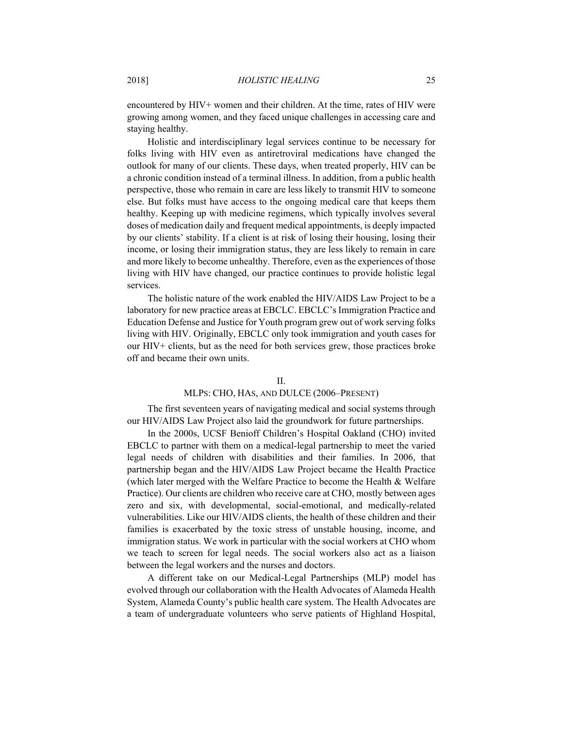encountered by HIV+ women and their children. At the time, rates of HIV were growing among women, and they faced unique challenges in accessing care and staying healthy.

Holistic and interdisciplinary legal services continue to be necessary for folks living with HIV even as antiretroviral medications have changed the outlook for many of our clients. These days, when treated properly, HIV can be a chronic condition instead of a terminal illness. In addition, from a public health perspective, those who remain in care are less likely to transmit HIV to someone else. But folks must have access to the ongoing medical care that keeps them healthy. Keeping up with medicine regimens, which typically involves several doses of medication daily and frequent medical appointments, is deeply impacted by our clients' stability. If a client is at risk of losing their housing, losing their income, or losing their immigration status, they are less likely to remain in care and more likely to become unhealthy. Therefore, even as the experiences of those living with HIV have changed, our practice continues to provide holistic legal services.

The holistic nature of the work enabled the HIV/AIDS Law Project to be a laboratory for new practice areas at EBCLC. EBCLC's Immigration Practice and Education Defense and Justice for Youth program grew out of work serving folks living with HIV. Originally, EBCLC only took immigration and youth cases for our HIV+ clients, but as the need for both services grew, those practices broke off and became their own units.

## II.
## MLPs: CHO, HAs, and DULCE (2006–Present)

The first seventeen years of navigating medical and social systems through our HIV/AIDS Law Project also laid the groundwork for future partnerships.

In the 2000s, UCSF Benioff Children's Hospital Oakland (CHO) invited EBCLC to partner with them on a medical-legal partnership to meet the varied legal needs of children with disabilities and their families. In 2006, that partnership began and the HIV/AIDS Law Project became the Health Practice (which later merged with the Welfare Practice to become the Health & Welfare Practice). Our clients are children who receive care at CHO, mostly between ages zero and six, with developmental, social-emotional, and medically-related vulnerabilities. Like our HIV/AIDS clients, the health of these children and their families is exacerbated by the toxic stress of unstable housing, income, and immigration status. We work in particular with the social workers at CHO whom we teach to screen for legal needs. The social workers also act as a liaison between the legal workers and the nurses and doctors.

A different take on our Medical-Legal Partnerships (MLP) model has evolved through our collaboration with the Health Advocates of Alameda Health System, Alameda County's public health care system. The Health Advocates are a team of undergraduate volunteers who serve patients of Highland Hospital,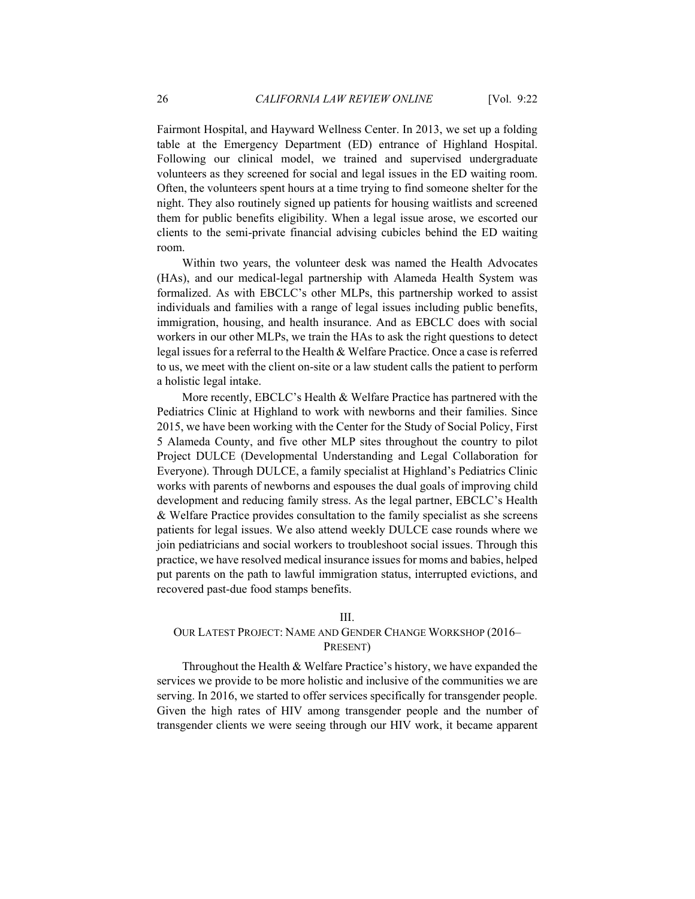Fairmont Hospital, and Hayward Wellness Center. In 2013, we set up a folding table at the Emergency Department (ED) entrance of Highland Hospital. Following our clinical model, we trained and supervised undergraduate volunteers as they screened for social and legal issues in the ED waiting room. Often, the volunteers spent hours at a time trying to find someone shelter for the night. They also routinely signed up patients for housing waitlists and screened them for public benefits eligibility. When a legal issue arose, we escorted our clients to the semi-private financial advising cubicles behind the ED waiting room.

Within two years, the volunteer desk was named the Health Advocates (HAs), and our medical-legal partnership with Alameda Health System was formalized. As with EBCLC's other MLPs, this partnership worked to assist individuals and families with a range of legal issues including public benefits, immigration, housing, and health insurance. And as EBCLC does with social workers in our other MLPs, we train the HAs to ask the right questions to detect legal issues for a referral to the Health & Welfare Practice. Once a case is referred to us, we meet with the client on-site or a law student calls the patient to perform a holistic legal intake.

More recently, EBCLC's Health & Welfare Practice has partnered with the Pediatrics Clinic at Highland to work with newborns and their families. Since 2015, we have been working with the Center for the Study of Social Policy, First 5 Alameda County, and five other MLP sites throughout the country to pilot Project DULCE (Developmental Understanding and Legal Collaboration for Everyone). Through DULCE, a family specialist at Highland's Pediatrics Clinic works with parents of newborns and espouses the dual goals of improving child development and reducing family stress. As the legal partner, EBCLC's Health & Welfare Practice provides consultation to the family specialist as she screens patients for legal issues. We also attend weekly DULCE case rounds where we join pediatricians and social workers to troubleshoot social issues. Through this practice, we have resolved medical insurance issues for moms and babies, helped put parents on the path to lawful immigration status, interrupted evictions, and recovered past-due food stamps benefits.

## III. OUR LATEST PROJECT: NAME AND GENDER CHANGE WORKSHOP (2016–PRESENT)

Throughout the Health & Welfare Practice's history, we have expanded the services we provide to be more holistic and inclusive of the communities we are serving. In 2016, we started to offer services specifically for transgender people. Given the high rates of HIV among transgender people and the number of transgender clients we were seeing through our HIV work, it became apparent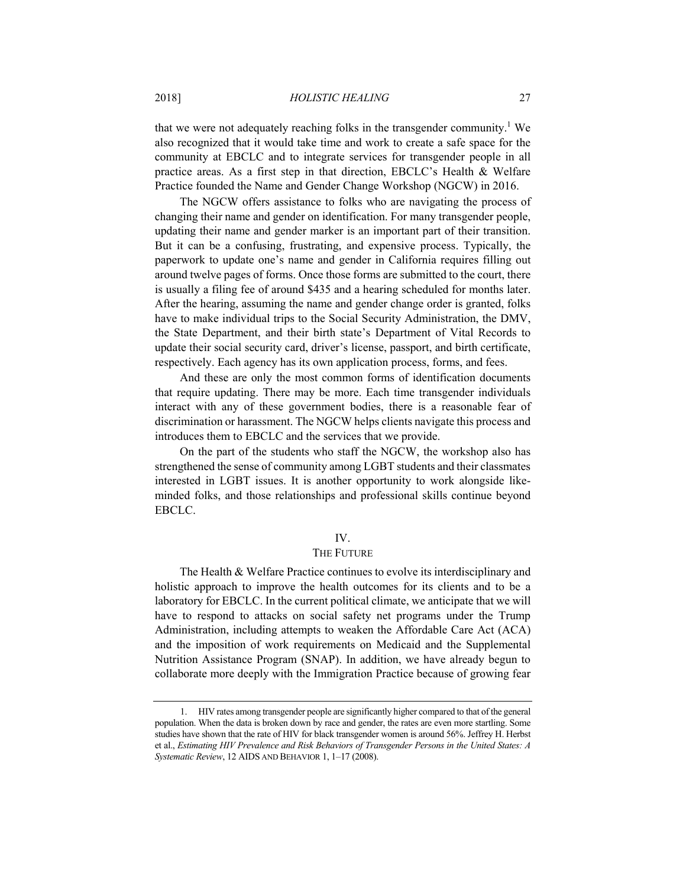that we were not adequately reaching folks in the transgender community.[1] We also recognized that it would take time and work to create a safe space for the community at EBCLC and to integrate services for transgender people in all practice areas. As a first step in that direction, EBCLC's Health & Welfare Practice founded the Name and Gender Change Workshop (NGCW) in 2016.

The NGCW offers assistance to folks who are navigating the process of changing their name and gender on identification. For many transgender people, updating their name and gender marker is an important part of their transition. But it can be a confusing, frustrating, and expensive process. Typically, the paperwork to update one's name and gender in California requires filling out around twelve pages of forms. Once those forms are submitted to the court, there is usually a filing fee of around $435 and a hearing scheduled for months later. After the hearing, assuming the name and gender change order is granted, folks have to make individual trips to the Social Security Administration, the DMV, the State Department, and their birth state's Department of Vital Records to update their social security card, driver's license, passport, and birth certificate, respectively. Each agency has its own application process, forms, and fees.

And these are only the most common forms of identification documents that require updating. There may be more. Each time transgender individuals interact with any of these government bodies, there is a reasonable fear of discrimination or harassment. The NGCW helps clients navigate this process and introduces them to EBCLC and the services that we provide.

On the part of the students who staff the NGCW, the workshop also has strengthened the sense of community among LGBT students and their classmates interested in LGBT issues. It is another opportunity to work alongside like-minded folks, and those relationships and professional skills continue beyond EBCLC.

## IV.
## THE FUTURE

The Health & Welfare Practice continues to evolve its interdisciplinary and holistic approach to improve the health outcomes for its clients and to be a laboratory for EBCLC. In the current political climate, we anticipate that we will have to respond to attacks on social safety net programs under the Trump Administration, including attempts to weaken the Affordable Care Act (ACA) and the imposition of work requirements on Medicaid and the Supplemental Nutrition Assistance Program (SNAP). In addition, we have already begun to collaborate more deeply with the Immigration Practice because of growing fear

1. HIV rates among transgender people are significantly higher compared to that of the general population. When the data is broken down by race and gender, the rates are even more startling. Some studies have shown that the rate of HIV for black transgender women is around 56%. Jeffrey H. Herbst et al., *Estimating HIV Prevalence and Risk Behaviors of Transgender Persons in the United States: A Systematic Review*, 12 AIDS AND BEHAVIOR 1, 1–17 (2008).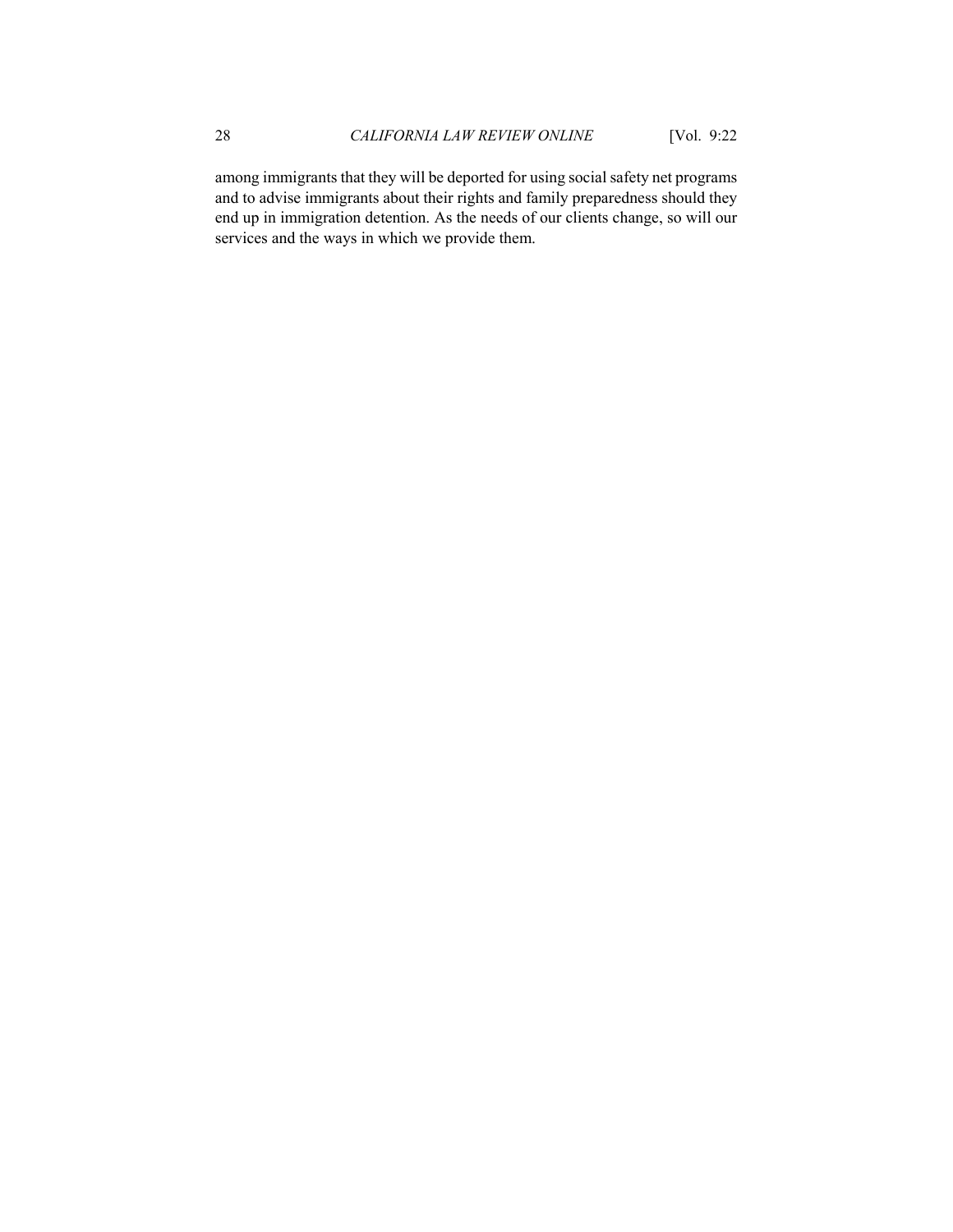among immigrants that they will be deported for using social safety net programs and to advise immigrants about their rights and family preparedness should they end up in immigration detention. As the needs of our clients change, so will our services and the ways in which we provide them.